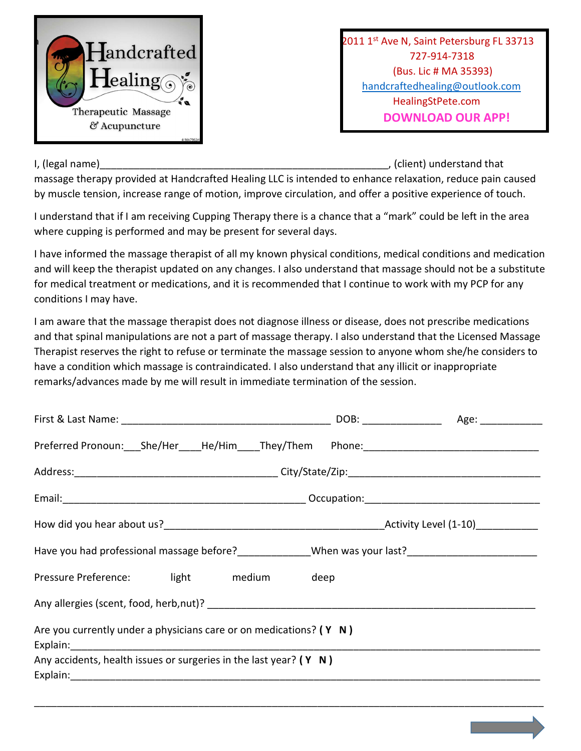# Handcrafted Healing

Therapeutic Massage & Acupuncture

2011 1st Ave N, Saint Petersburg FL 33713
727-914-7318
(Bus. Lic # MA 35393)
handcraftedhealing@outlook.com
HealingStPete.com
**DOWNLOAD OUR APP!**

I, (legal name)___________________________________________________, (client) understand that massage therapy provided at Handcrafted Healing LLC is intended to enhance relaxation, reduce pain caused by muscle tension, increase range of motion, improve circulation, and offer a positive experience of touch.

I understand that if I am receiving Cupping Therapy there is a chance that a "mark" could be left in the area where cupping is performed and may be present for several days.

I have informed the massage therapist of all my known physical conditions, medical conditions and medication and will keep the therapist updated on any changes. I also understand that massage should not be a substitute for medical treatment or medications, and it is recommended that I continue to work with my PCP for any conditions I may have.

I am aware that the massage therapist does not diagnose illness or disease, does not prescribe medications and that spinal manipulations are not a part of massage therapy. I also understand that the Licensed Massage Therapist reserves the right to refuse or terminate the massage session to anyone whom she/he considers to have a condition which massage is contraindicated. I also understand that any illicit or inappropriate remarks/advances made by me will result in immediate termination of the session.

First & Last Name: ______________________________________ DOB: ______________ Age: ___________

Preferred Pronoun:___She/Her____He/Him____They/Them Phone:________________________________

Address:_____________________________________ City/State/Zip:__________________________________

Email:____________________________________________ Occupation:______________________________

How did you hear about us?_______________________________________Activity Level (1-10)___________

Have you had professional massage before?_____________When was your last?_______________________

Pressure Preference: light medium deep

Any allergies (scent, food, herb,nut)? ____________________________________________________________

Are you currently under a physicians care or on medications? **( Y N )**
Explain:_____________________________________________________________________________________

Any accidents, health issues or surgeries in the last year? **( Y N )**
Explain:_____________________________________________________________________________________

_____________________________________________________________________________________________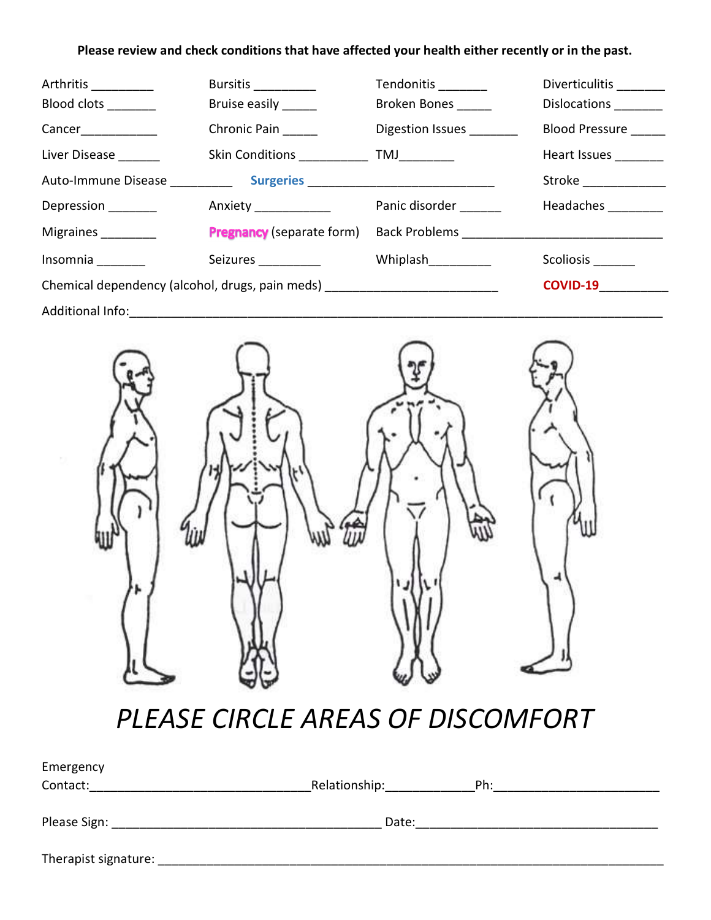**Please review and check conditions that have affected your health either recently or in the past.**

| | | | |
|---|---|---|---|
| Arthritis _________ | Bursitis _________ | Tendonitis _______ | Diverticulitis _______ |
| Blood clots _______ | Bruise easily _____ | Broken Bones _____ | Dislocations _______ |
| Cancer___________ | Chronic Pain _____ | Digestion Issues _______ | Blood Pressure _____ |
| Liver Disease ______ | Skin Conditions __________ | TMJ________ | Heart Issues _______ |
| Auto-Immune Disease _________ | **Surgeries** ___________________________ | | Stroke ____________ |
| Depression _______ | Anxiety ___________ | Panic disorder ______ | Headaches ________ |
| Migraines ________ | **Pregnancy** (separate form) | Back Problems _____________________________ | |
| Insomnia _______ | Seizures _________ | Whiplash_________ | Scoliosis ______ |
| Chemical dependency (alcohol, drugs, pain meds) ________________________ | | | **COVID-19**__________ |

Additional Info:_______________________________________________________________________________

*PLEASE CIRCLE AREAS OF DISCOMFORT*

Emergency Contact:________________________________Relationship:_____________Ph:________________________

Please Sign: ________________________________________ Date:____________________________________

Therapist signature: __________________________________________________________________________